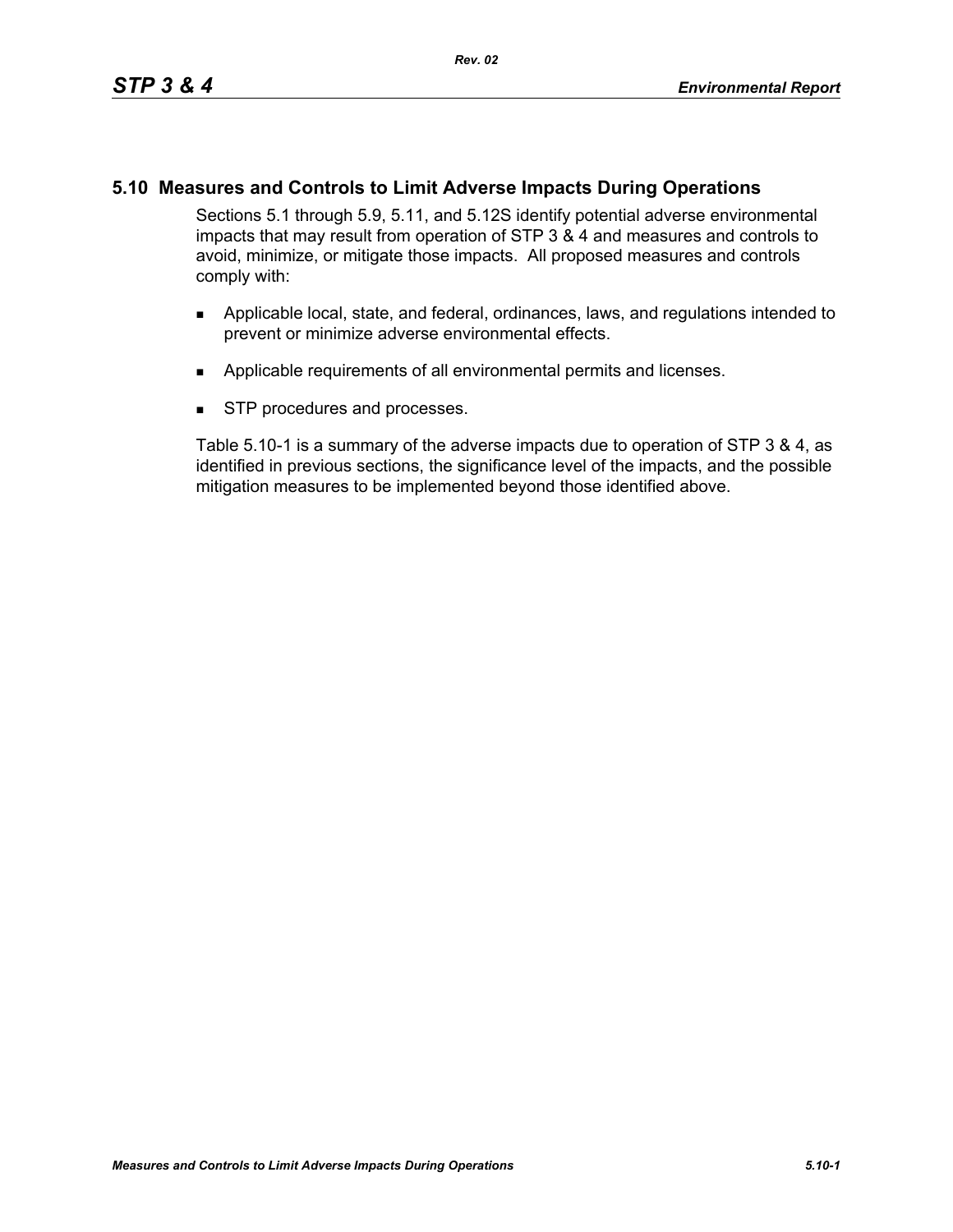## 5.10 Measures and Controls to Limit Adverse Impacts During Operations

Sections 5.1 through 5.9, 5.11, and 5.12S identify potential adverse environmental impacts that may result from operation of STP 3 & 4 and measures and controls to avoid, minimize, or mitigate those impacts. All proposed measures and controls comply with:

- Applicable local, state, and federal, ordinances, laws, and regulations intended to prevent or minimize adverse environmental effects.
- Applicable requirements of all environmental permits and licenses.
- STP procedures and processes.

Table 5.10-1 is a summary of the adverse impacts due to operation of STP 3 & 4, as identified in previous sections, the significance level of the impacts, and the possible mitigation measures to be implemented beyond those identified above.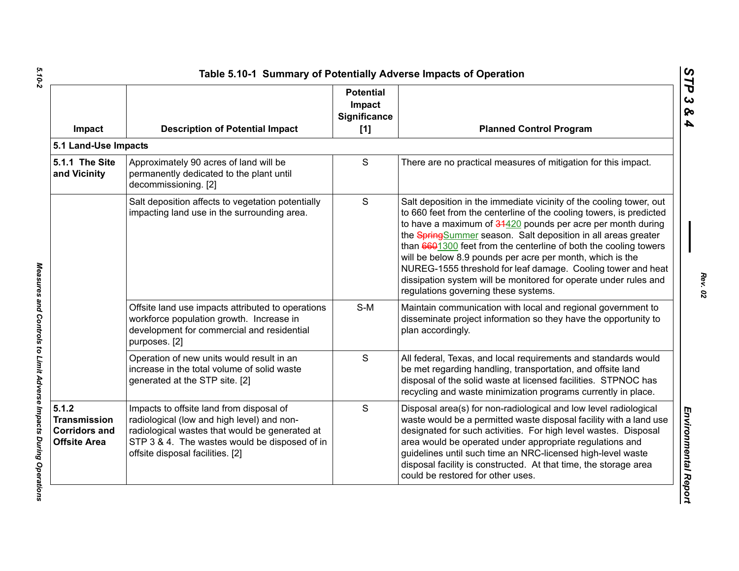Table 5.10-1 Summary of Potentially Adverse Impacts of Operation

| Impact | Description of Potential Impact | Potential Impact Significance [1] | Planned Control Program |
|---|---|---|---|
| **5.1 Land-Use Impacts** | | | |
| **5.1.1 The Site and Vicinity** | Approximately 90 acres of land will be permanently dedicated to the plant until decommissioning. [2] | S | There are no practical measures of mitigation for this impact. |
| | Salt deposition affects to vegetation potentially impacting land use in the surrounding area. | S | Salt deposition in the immediate vicinity of the cooling tower, out to 660 feet from the centerline of the cooling towers, is predicted to have a maximum of ~~31~~420 pounds per acre per month during the ~~Spring~~Summer season. Salt deposition in all areas greater than ~~660~~1300 feet from the centerline of both the cooling towers will be below 8.9 pounds per acre per month, which is the NUREG-1555 threshold for leaf damage. Cooling tower and heat dissipation system will be monitored for operate under rules and regulations governing these systems. |
| | Offsite land use impacts attributed to operations workforce population growth. Increase in development for commercial and residential purposes. [2] | S-M | Maintain communication with local and regional government to disseminate project information so they have the opportunity to plan accordingly. |
| | Operation of new units would result in an increase in the total volume of solid waste generated at the STP site. [2] | S | All federal, Texas, and local requirements and standards would be met regarding handling, transportation, and offsite land disposal of the solid waste at licensed facilities. STPNOC has recycling and waste minimization programs currently in place. |
| **5.1.2 Transmission Corridors and Offsite Area** | Impacts to offsite land from disposal of radiological (low and high level) and non-radiological wastes that would be generated at STP 3 & 4. The wastes would be disposed of in offsite disposal facilities. [2] | S | Disposal area(s) for non-radiological and low level radiological waste would be a permitted waste disposal facility with a land use designated for such activities. For high level wastes. Disposal area would be operated under appropriate regulations and guidelines until such time an NRC-licensed high-level waste disposal facility is constructed. At that time, the storage area could be restored for other uses. |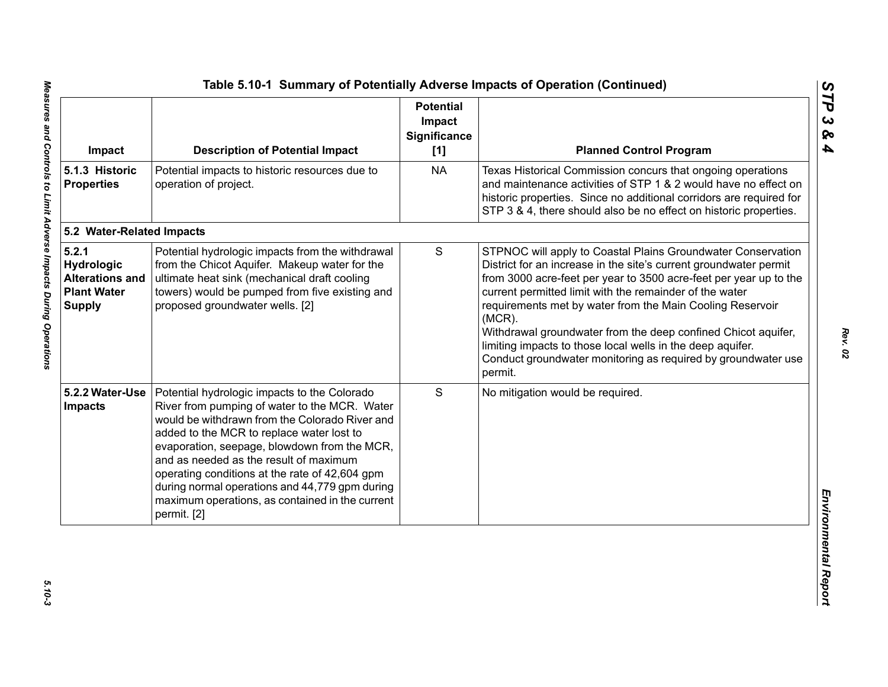## Table 5.10-1 Summary of Potentially Adverse Impacts of Operation (Continued)

| Impact | Description of Potential Impact | Potential Impact Significance [1] | Planned Control Program |
|---|---|---|---|
| **5.1.3 Historic Properties** | Potential impacts to historic resources due to operation of project. | NA | Texas Historical Commission concurs that ongoing operations and maintenance activities of STP 1 & 2 would have no effect on historic properties. Since no additional corridors are required for STP 3 & 4, there should also be no effect on historic properties. |
| **5.2 Water-Related Impacts** | | | |
| **5.2.1 Hydrologic Alterations and Plant Water Supply** | Potential hydrologic impacts from the withdrawal from the Chicot Aquifer. Makeup water for the ultimate heat sink (mechanical draft cooling towers) would be pumped from five existing and proposed groundwater wells. [2] | S | STPNOC will apply to Coastal Plains Groundwater Conservation District for an increase in the site's current groundwater permit from 3000 acre-feet per year to 3500 acre-feet per year up to the current permitted limit with the remainder of the water requirements met by water from the Main Cooling Reservoir (MCR).<br>Withdrawal groundwater from the deep confined Chicot aquifer, limiting impacts to those local wells in the deep aquifer.<br>Conduct groundwater monitoring as required by groundwater use permit. |
| **5.2.2 Water-Use Impacts** | Potential hydrologic impacts to the Colorado River from pumping of water to the MCR. Water would be withdrawn from the Colorado River and added to the MCR to replace water lost to evaporation, seepage, blowdown from the MCR, and as needed as the result of maximum operating conditions at the rate of 42,604 gpm during normal operations and 44,779 gpm during maximum operations, as contained in the current permit. [2] | S | No mitigation would be required. |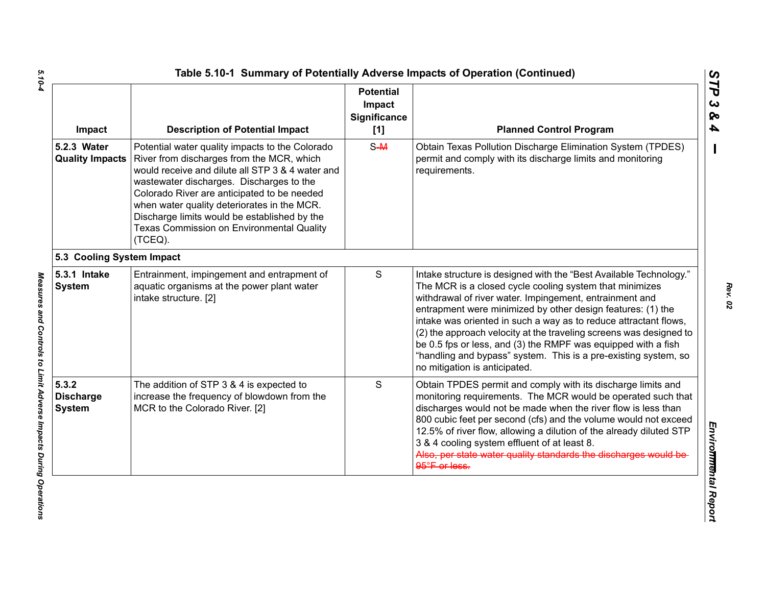**Table 5.10-1 Summary of Potentially Adverse Impacts of Operation (Continued)**

| Impact | Description of Potential Impact | Potential Impact Significance [1] | Planned Control Program |
|---|---|---|---|
| **5.2.3 Water Quality Impacts** | Potential water quality impacts to the Colorado River from discharges from the MCR, which would receive and dilute all STP 3 & 4 water and wastewater discharges. Discharges to the Colorado River are anticipated to be needed when water quality deteriorates in the MCR. Discharge limits would be established by the Texas Commission on Environmental Quality (TCEQ). | S ~~M~~ | Obtain Texas Pollution Discharge Elimination System (TPDES) permit and comply with its discharge limits and monitoring requirements. |
| **5.3 Cooling System Impact** | | | |
| **5.3.1 Intake System** | Entrainment, impingement and entrapment of aquatic organisms at the power plant water intake structure. [2] | S | Intake structure is designed with the “Best Available Technology.” The MCR is a closed cycle cooling system that minimizes withdrawal of river water. Impingement, entrainment and entrapment were minimized by other design features: (1) the intake was oriented in such a way as to reduce attractant flows, (2) the approach velocity at the traveling screens was designed to be 0.5 fps or less, and (3) the RMPF was equipped with a fish “handling and bypass” system. This is a pre-existing system, so no mitigation is anticipated. |
| **5.3.2 Discharge System** | The addition of STP 3 & 4 is expected to increase the frequency of blowdown from the MCR to the Colorado River. [2] | S | Obtain TPDES permit and comply with its discharge limits and monitoring requirements. The MCR would be operated such that discharges would not be made when the river flow is less than 800 cubic feet per second (cfs) and the volume would not exceed 12.5% of river flow, allowing a dilution of the already diluted STP 3 & 4 cooling system effluent of at least 8. ~~Also, per state water quality standards the discharges would be 95°F or less.~~ |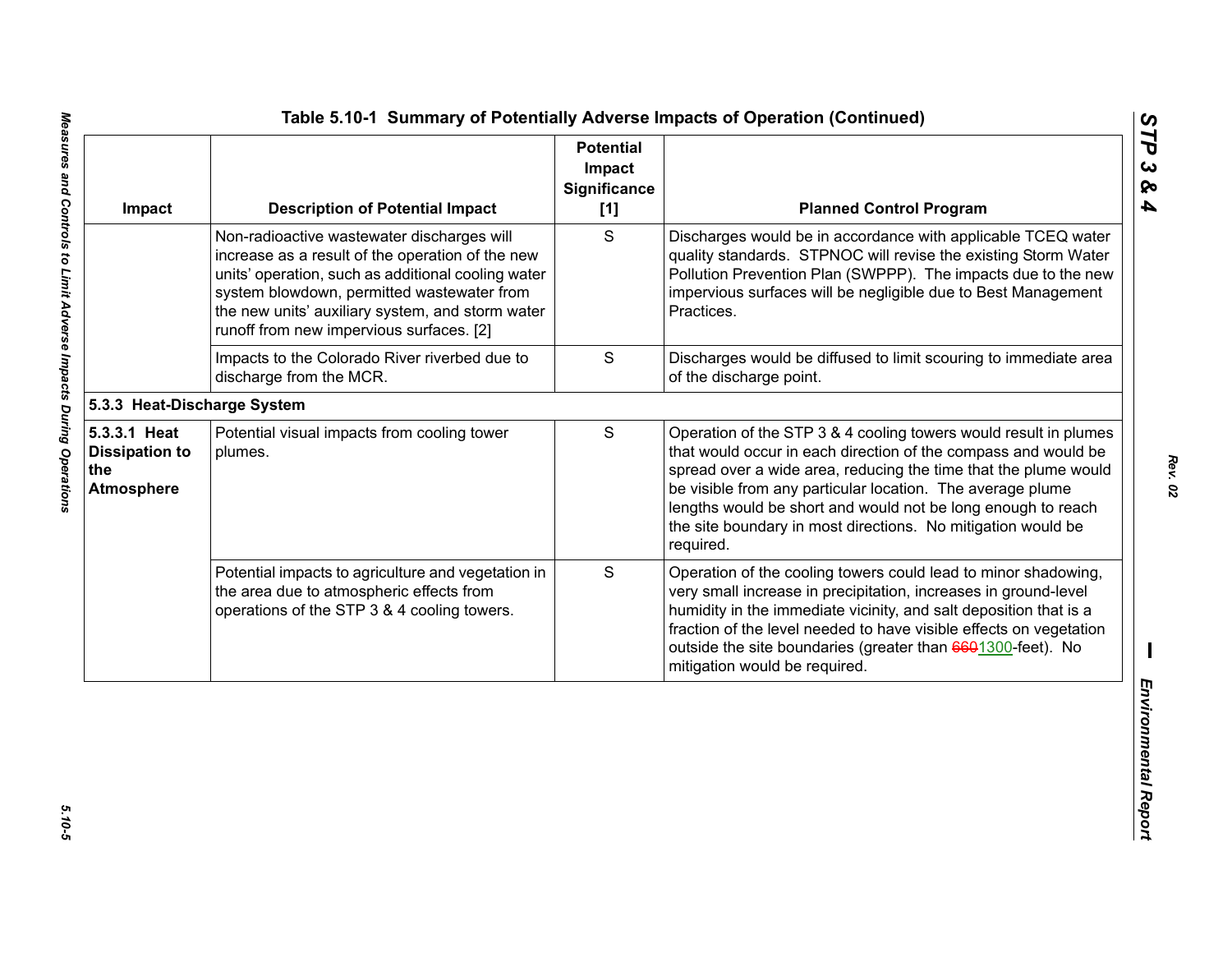**Table 5.10-1 Summary of Potentially Adverse Impacts of Operation (Continued)**

| Impact | Description of Potential Impact | Potential Impact Significance [1] | Planned Control Program |
|---|---|---|---|
| | Non-radioactive wastewater discharges will increase as a result of the operation of the new units' operation, such as additional cooling water system blowdown, permitted wastewater from the new units' auxiliary system, and storm water runoff from new impervious surfaces. [2] | S | Discharges would be in accordance with applicable TCEQ water quality standards. STPNOC will revise the existing Storm Water Pollution Prevention Plan (SWPPP). The impacts due to the new impervious surfaces will be negligible due to Best Management Practices. |
| | Impacts to the Colorado River riverbed due to discharge from the MCR. | S | Discharges would be diffused to limit scouring to immediate area of the discharge point. |
| **5.3.3 Heat-Discharge System** | | | |
| **5.3.3.1 Heat Dissipation to the Atmosphere** | Potential visual impacts from cooling tower plumes. | S | Operation of the STP 3 & 4 cooling towers would result in plumes that would occur in each direction of the compass and would be spread over a wide area, reducing the time that the plume would be visible from any particular location. The average plume lengths would be short and would not be long enough to reach the site boundary in most directions. No mitigation would be required. |
| | Potential impacts to agriculture and vegetation in the area due to atmospheric effects from operations of the STP 3 & 4 cooling towers. | S | Operation of the cooling towers could lead to minor shadowing, very small increase in precipitation, increases in ground-level humidity in the immediate vicinity, and salt deposition that is a fraction of the level needed to have visible effects on vegetation outside the site boundaries (greater than ~~660~~1300-feet). No mitigation would be required. |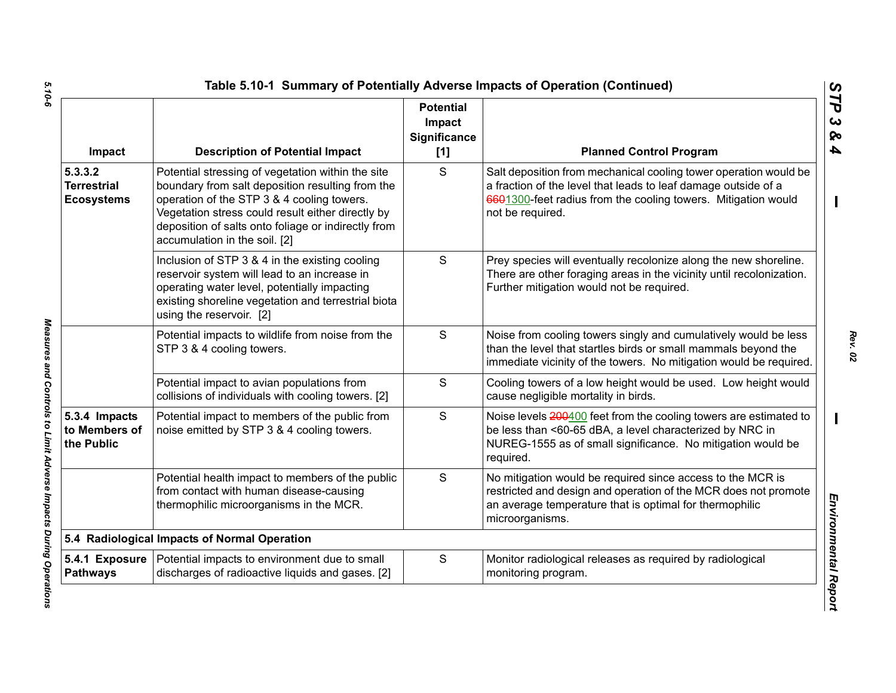## Table 5.10-1 Summary of Potentially Adverse Impacts of Operation (Continued)

| Impact | Description of Potential Impact | Potential Impact Significance [1] | Planned Control Program |
|---|---|---|---|
| **5.3.3.2 Terrestrial Ecosystems** | Potential stressing of vegetation within the site boundary from salt deposition resulting from the operation of the STP 3 & 4 cooling towers. Vegetation stress could result either directly by deposition of salts onto foliage or indirectly from accumulation in the soil. [2] | S | Salt deposition from mechanical cooling tower operation would be a fraction of the level that leads to leaf damage outside of a ~~660~~1300-feet radius from the cooling towers. Mitigation would not be required. |
| | Inclusion of STP 3 & 4 in the existing cooling reservoir system will lead to an increase in operating water level, potentially impacting existing shoreline vegetation and terrestrial biota using the reservoir. [2] | S | Prey species will eventually recolonize along the new shoreline. There are other foraging areas in the vicinity until recolonization. Further mitigation would not be required. |
| | Potential impacts to wildlife from noise from the STP 3 & 4 cooling towers. | S | Noise from cooling towers singly and cumulatively would be less than the level that startles birds or small mammals beyond the immediate vicinity of the towers. No mitigation would be required. |
| | Potential impact to avian populations from collisions of individuals with cooling towers. [2] | S | Cooling towers of a low height would be used. Low height would cause negligible mortality in birds. |
| **5.3.4 Impacts to Members of the Public** | Potential impact to members of the public from noise emitted by STP 3 & 4 cooling towers. | S | Noise levels ~~200~~400 feet from the cooling towers are estimated to be less than <60-65 dBA, a level characterized by NRC in NUREG-1555 as of small significance. No mitigation would be required. |
| | Potential health impact to members of the public from contact with human disease-causing thermophilic microorganisms in the MCR. | S | No mitigation would be required since access to the MCR is restricted and design and operation of the MCR does not promote an average temperature that is optimal for thermophilic microorganisms. |
| **5.4 Radiological Impacts of Normal Operation** | | | |
| **5.4.1 Exposure Pathways** | Potential impacts to environment due to small discharges of radioactive liquids and gases. [2] | S | Monitor radiological releases as required by radiological monitoring program. |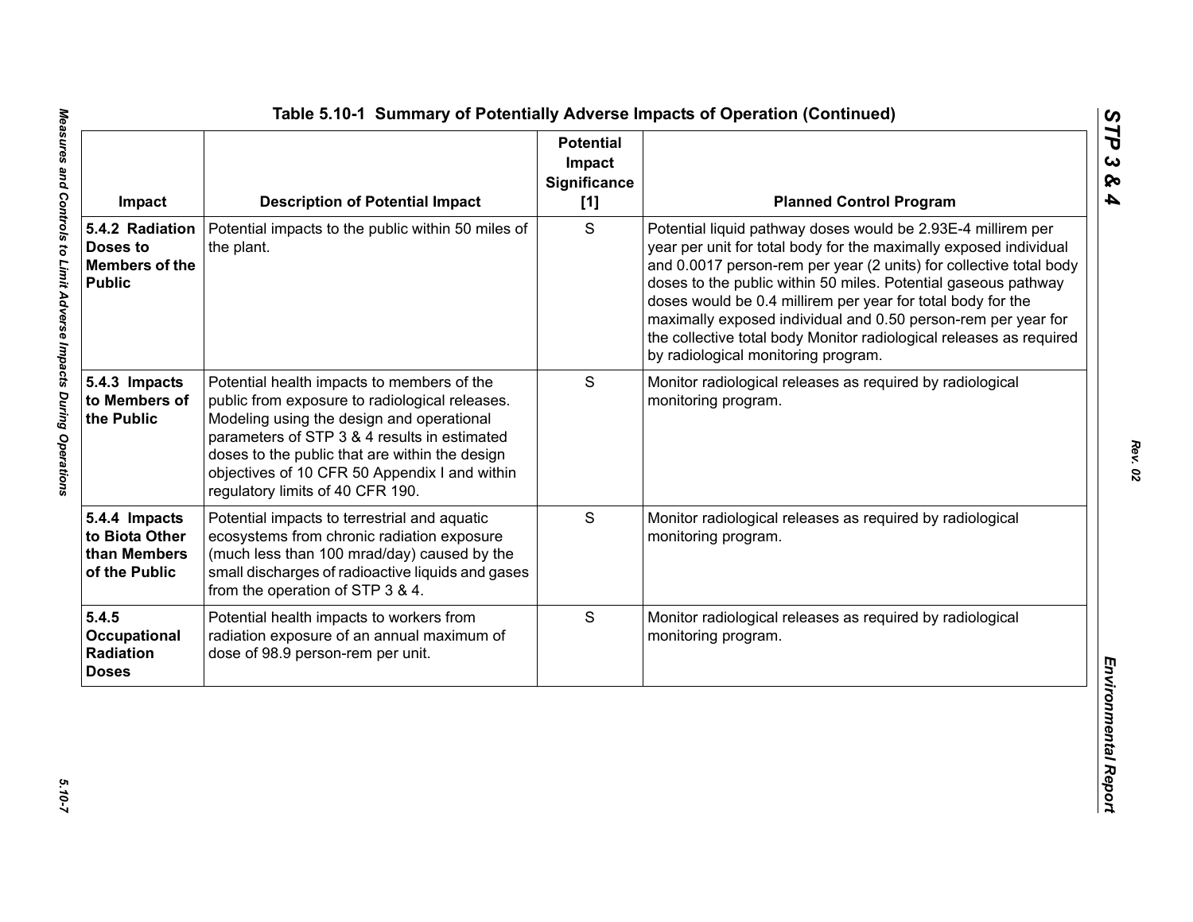## Table 5.10-1 Summary of Potentially Adverse Impacts of Operation (Continued)

| Impact | Description of Potential Impact | Potential Impact Significance [1] | Planned Control Program |
|---|---|---|---|
| **5.4.2 Radiation Doses to Members of the Public** | Potential impacts to the public within 50 miles of the plant. | S | Potential liquid pathway doses would be 2.93E-4 millirem per year per unit for total body for the maximally exposed individual and 0.0017 person-rem per year (2 units) for collective total body doses to the public within 50 miles. Potential gaseous pathway doses would be 0.4 millirem per year for total body for the maximally exposed individual and 0.50 person-rem per year for the collective total body Monitor radiological releases as required by radiological monitoring program. |
| **5.4.3 Impacts to Members of the Public** | Potential health impacts to members of the public from exposure to radiological releases. Modeling using the design and operational parameters of STP 3 & 4 results in estimated doses to the public that are within the design objectives of 10 CFR 50 Appendix I and within regulatory limits of 40 CFR 190. | S | Monitor radiological releases as required by radiological monitoring program. |
| **5.4.4 Impacts to Biota Other than Members of the Public** | Potential impacts to terrestrial and aquatic ecosystems from chronic radiation exposure (much less than 100 mrad/day) caused by the small discharges of radioactive liquids and gases from the operation of STP 3 & 4. | S | Monitor radiological releases as required by radiological monitoring program. |
| **5.4.5 Occupational Radiation Doses** | Potential health impacts to workers from radiation exposure of an annual maximum of dose of 98.9 person-rem per unit. | S | Monitor radiological releases as required by radiological monitoring program. |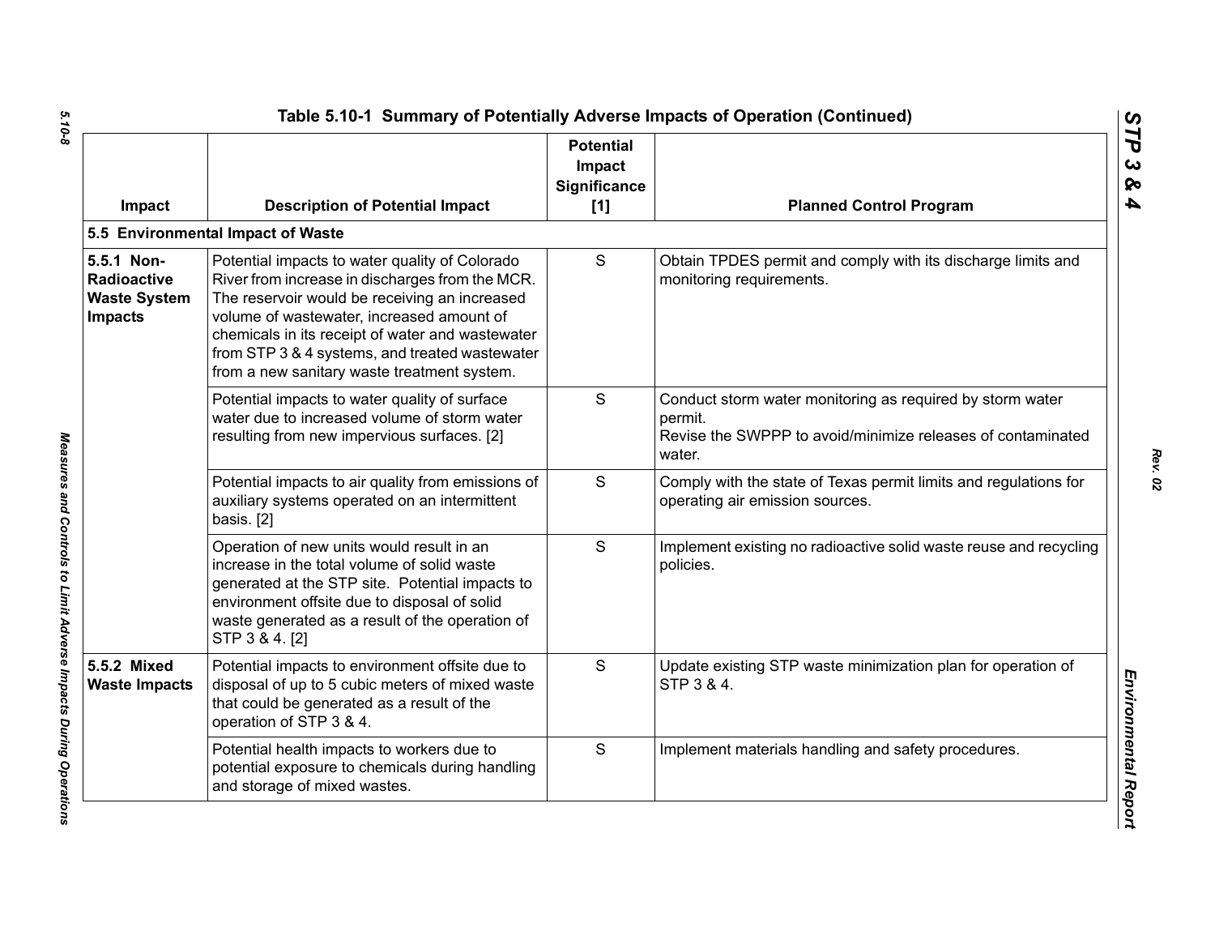## Table 5.10-1 Summary of Potentially Adverse Impacts of Operation (Continued)

| Impact | Description of Potential Impact | Potential Impact Significance [1] | Planned Control Program |
|---|---|---|---|
| **5.5 Environmental Impact of Waste** | | | |
| **5.5.1 Non-Radioactive Waste System Impacts** | Potential impacts to water quality of Colorado River from increase in discharges from the MCR. The reservoir would be receiving an increased volume of wastewater, increased amount of chemicals in its receipt of water and wastewater from STP 3 & 4 systems, and treated wastewater from a new sanitary waste treatment system. | S | Obtain TPDES permit and comply with its discharge limits and monitoring requirements. |
| | Potential impacts to water quality of surface water due to increased volume of storm water resulting from new impervious surfaces. [2] | S | Conduct storm water monitoring as required by storm water permit.<br>Revise the SWPPP to avoid/minimize releases of contaminated water. |
| | Potential impacts to air quality from emissions of auxiliary systems operated on an intermittent basis. [2] | S | Comply with the state of Texas permit limits and regulations for operating air emission sources. |
| | Operation of new units would result in an increase in the total volume of solid waste generated at the STP site. Potential impacts to environment offsite due to disposal of solid waste generated as a result of the operation of STP 3 & 4. [2] | S | Implement existing no radioactive solid waste reuse and recycling policies. |
| **5.5.2 Mixed Waste Impacts** | Potential impacts to environment offsite due to disposal of up to 5 cubic meters of mixed waste that could be generated as a result of the operation of STP 3 & 4. | S | Update existing STP waste minimization plan for operation of STP 3 & 4. |
| | Potential health impacts to workers due to potential exposure to chemicals during handling and storage of mixed wastes. | S | Implement materials handling and safety procedures. |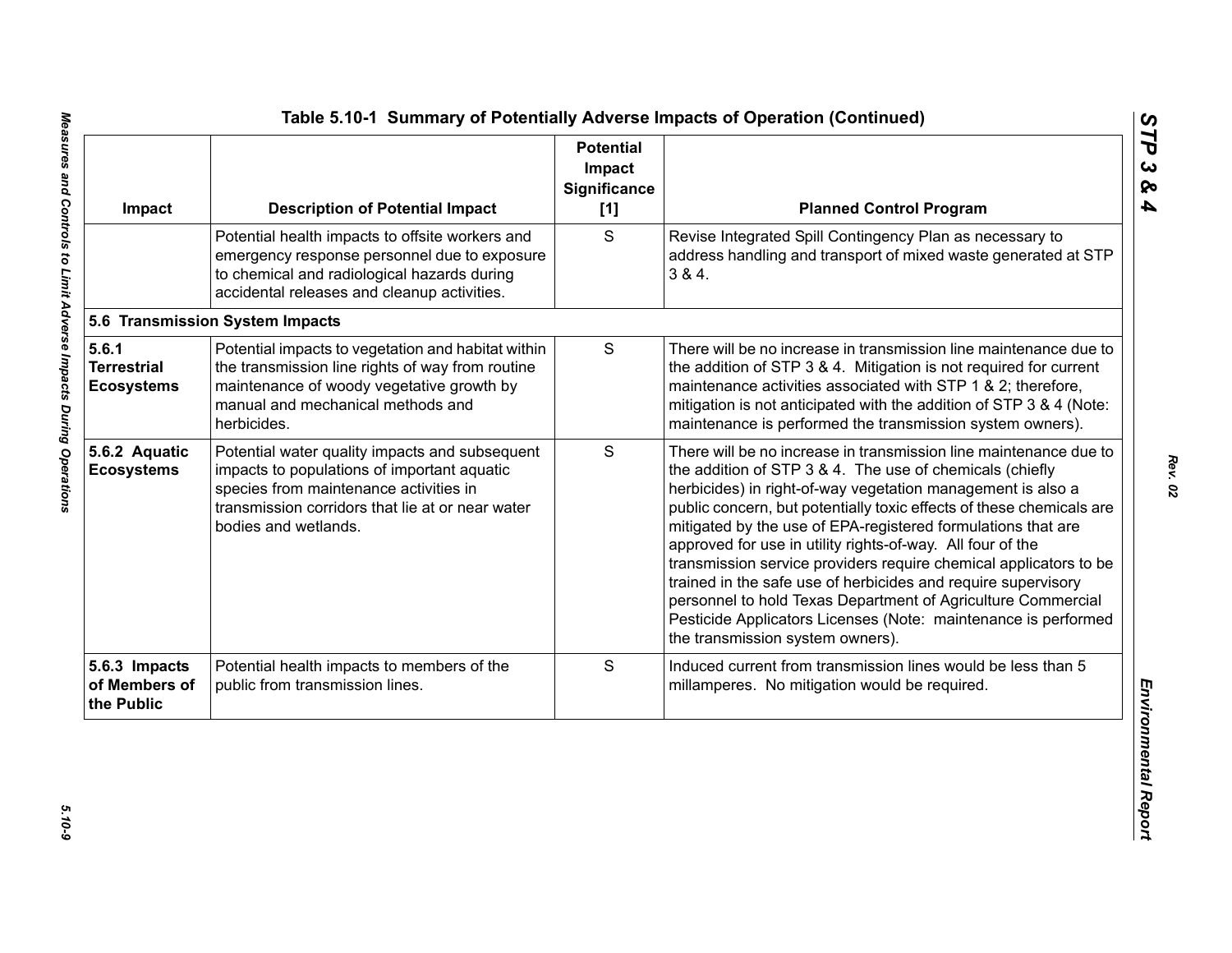## Table 5.10-1 Summary of Potentially Adverse Impacts of Operation (Continued)

| Impact | Description of Potential Impact | Potential Impact Significance [1] | Planned Control Program |
|---|---|---|---|
| | Potential health impacts to offsite workers and emergency response personnel due to exposure to chemical and radiological hazards during accidental releases and cleanup activities. | S | Revise Integrated Spill Contingency Plan as necessary to address handling and transport of mixed waste generated at STP 3 & 4. |
| **5.6 Transmission System Impacts** | | | |
| **5.6.1 Terrestrial Ecosystems** | Potential impacts to vegetation and habitat within the transmission line rights of way from routine maintenance of woody vegetative growth by manual and mechanical methods and herbicides. | S | There will be no increase in transmission line maintenance due to the addition of STP 3 & 4. Mitigation is not required for current maintenance activities associated with STP 1 & 2; therefore, mitigation is not anticipated with the addition of STP 3 & 4 (Note: maintenance is performed the transmission system owners). |
| **5.6.2 Aquatic Ecosystems** | Potential water quality impacts and subsequent impacts to populations of important aquatic species from maintenance activities in transmission corridors that lie at or near water bodies and wetlands. | S | There will be no increase in transmission line maintenance due to the addition of STP 3 & 4. The use of chemicals (chiefly herbicides) in right-of-way vegetation management is also a public concern, but potentially toxic effects of these chemicals are mitigated by the use of EPA-registered formulations that are approved for use in utility rights-of-way. All four of the transmission service providers require chemical applicators to be trained in the safe use of herbicides and require supervisory personnel to hold Texas Department of Agriculture Commercial Pesticide Applicators Licenses (Note: maintenance is performed the transmission system owners). |
| **5.6.3 Impacts of Members of the Public** | Potential health impacts to members of the public from transmission lines. | S | Induced current from transmission lines would be less than 5 millamperes. No mitigation would be required. |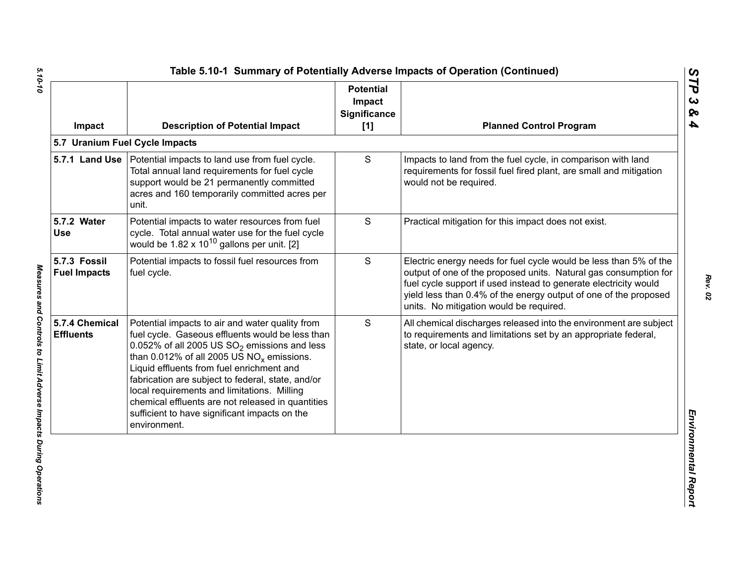## Table 5.10-1 Summary of Potentially Adverse Impacts of Operation (Continued)

| Impact | Description of Potential Impact | Potential Impact Significance [1] | Planned Control Program |
|---|---|---|---|
| **5.7 Uranium Fuel Cycle Impacts** | | | |
| **5.7.1 Land Use** | Potential impacts to land use from fuel cycle. Total annual land requirements for fuel cycle support would be 21 permanently committed acres and 160 temporarily committed acres per unit. | S | Impacts to land from the fuel cycle, in comparison with land requirements for fossil fuel fired plant, are small and mitigation would not be required. |
| **5.7.2 Water Use** | Potential impacts to water resources from fuel cycle. Total annual water use for the fuel cycle would be $1.82 \times 10^{10}$ gallons per unit. [2] | S | Practical mitigation for this impact does not exist. |
| **5.7.3 Fossil Fuel Impacts** | Potential impacts to fossil fuel resources from fuel cycle. | S | Electric energy needs for fuel cycle would be less than 5% of the output of one of the proposed units. Natural gas consumption for fuel cycle support if used instead to generate electricity would yield less than 0.4% of the energy output of one of the proposed units. No mitigation would be required. |
| **5.7.4 Chemical Effluents** | Potential impacts to air and water quality from fuel cycle. Gaseous effluents would be less than 0.052% of all 2005 US $SO_2$ emissions and less than 0.012% of all 2005 US $NO_x$ emissions. Liquid effluents from fuel enrichment and fabrication are subject to federal, state, and/or local requirements and limitations. Milling chemical effluents are not released in quantities sufficient to have significant impacts on the environment. | S | All chemical discharges released into the environment are subject to requirements and limitations set by an appropriate federal, state, or local agency. |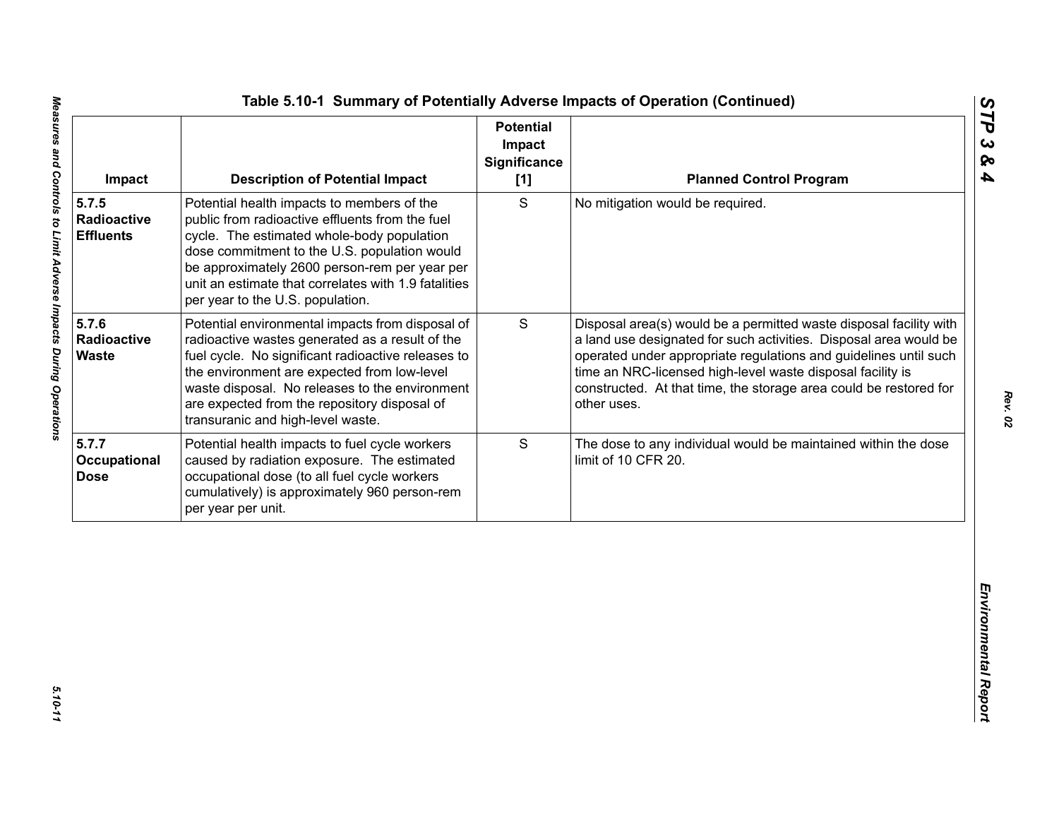**Table 5.10-1 Summary of Potentially Adverse Impacts of Operation (Continued)**

| Impact | Description of Potential Impact | Potential Impact Significance [1] | Planned Control Program |
|---|---|---|---|
| **5.7.5 Radioactive Effluents** | Potential health impacts to members of the public from radioactive effluents from the fuel cycle. The estimated whole-body population dose commitment to the U.S. population would be approximately 2600 person-rem per year per unit an estimate that correlates with 1.9 fatalities per year to the U.S. population. | S | No mitigation would be required. |
| **5.7.6 Radioactive Waste** | Potential environmental impacts from disposal of radioactive wastes generated as a result of the fuel cycle. No significant radioactive releases to the environment are expected from low-level waste disposal. No releases to the environment are expected from the repository disposal of transuranic and high-level waste. | S | Disposal area(s) would be a permitted waste disposal facility with a land use designated for such activities. Disposal area would be operated under appropriate regulations and guidelines until such time an NRC-licensed high-level waste disposal facility is constructed. At that time, the storage area could be restored for other uses. |
| **5.7.7 Occupational Dose** | Potential health impacts to fuel cycle workers caused by radiation exposure. The estimated occupational dose (to all fuel cycle workers cumulatively) is approximately 960 person-rem per year per unit. | S | The dose to any individual would be maintained within the dose limit of 10 CFR 20. |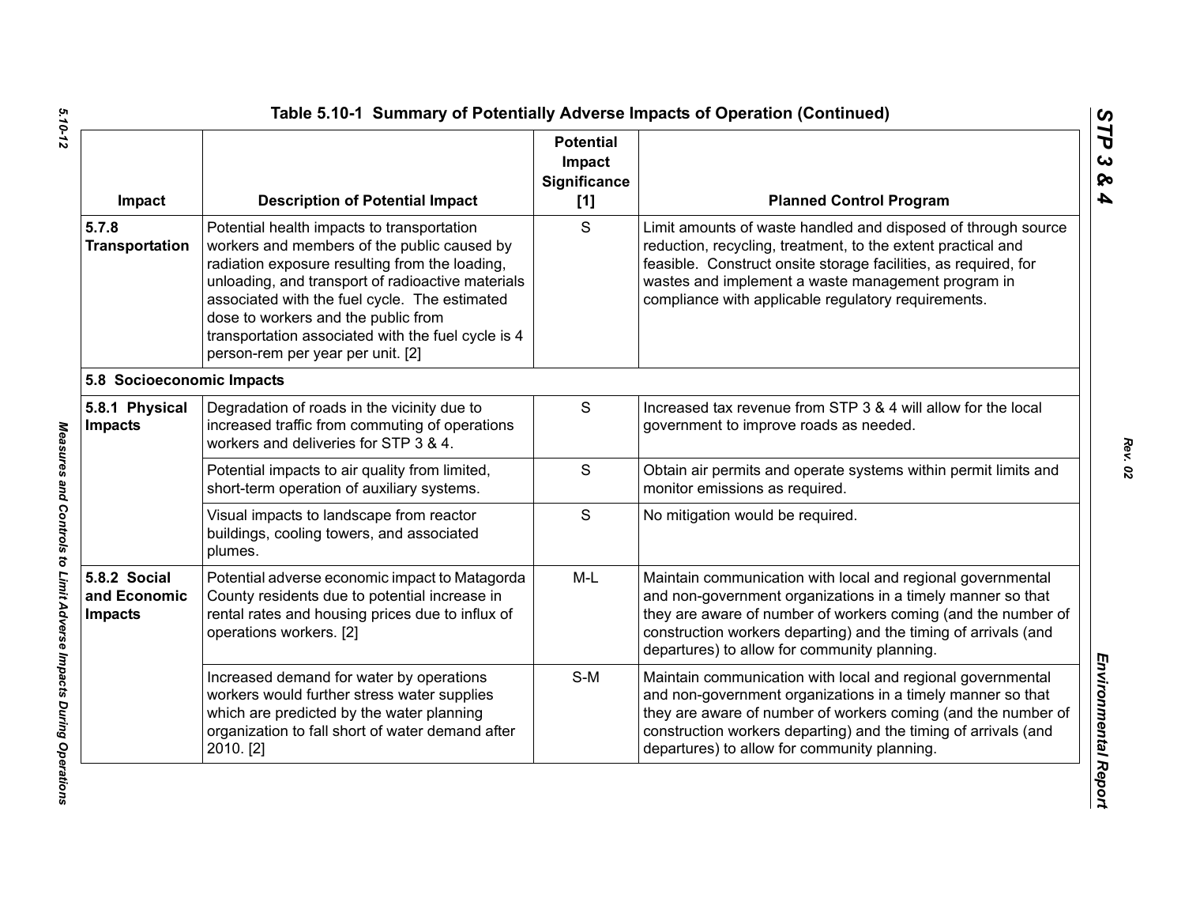## Table 5.10-1 Summary of Potentially Adverse Impacts of Operation (Continued)

| Impact | Description of Potential Impact | Potential Impact Significance [1] | Planned Control Program |
|---|---|---|---|
| **5.7.8 Transportation** | Potential health impacts to transportation workers and members of the public caused by radiation exposure resulting from the loading, unloading, and transport of radioactive materials associated with the fuel cycle. The estimated dose to workers and the public from transportation associated with the fuel cycle is 4 person-rem per year per unit. [2] | S | Limit amounts of waste handled and disposed of through source reduction, recycling, treatment, to the extent practical and feasible. Construct onsite storage facilities, as required, for wastes and implement a waste management program in compliance with applicable regulatory requirements. |
| **5.8 Socioeconomic Impacts** | | | |
| **5.8.1 Physical Impacts** | Degradation of roads in the vicinity due to increased traffic from commuting of operations workers and deliveries for STP 3 & 4. | S | Increased tax revenue from STP 3 & 4 will allow for the local government to improve roads as needed. |
| | Potential impacts to air quality from limited, short-term operation of auxiliary systems. | S | Obtain air permits and operate systems within permit limits and monitor emissions as required. |
| | Visual impacts to landscape from reactor buildings, cooling towers, and associated plumes. | S | No mitigation would be required. |
| **5.8.2 Social and Economic Impacts** | Potential adverse economic impact to Matagorda County residents due to potential increase in rental rates and housing prices due to influx of operations workers. [2] | M-L | Maintain communication with local and regional governmental and non-government organizations in a timely manner so that they are aware of number of workers coming (and the number of construction workers departing) and the timing of arrivals (and departures) to allow for community planning. |
| | Increased demand for water by operations workers would further stress water supplies which are predicted by the water planning organization to fall short of water demand after 2010. [2] | S-M | Maintain communication with local and regional governmental and non-government organizations in a timely manner so that they are aware of number of workers coming (and the number of construction workers departing) and the timing of arrivals (and departures) to allow for community planning. |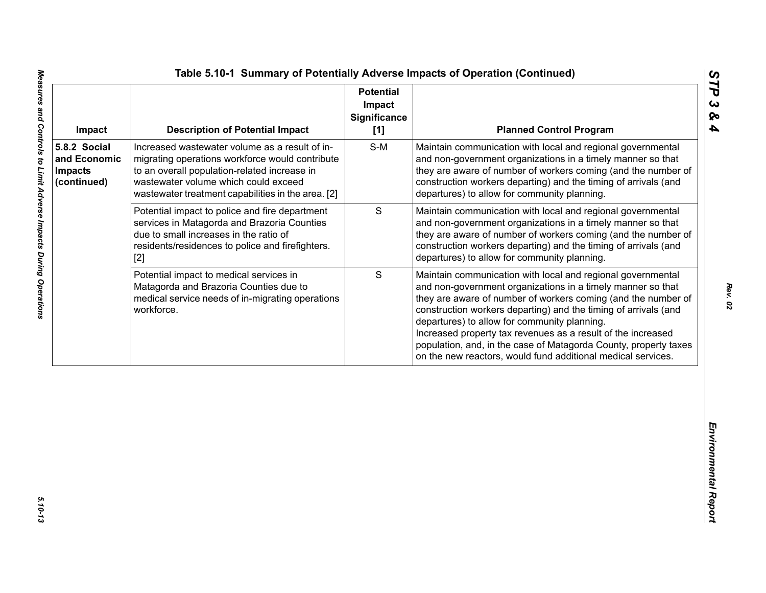## Table 5.10-1 Summary of Potentially Adverse Impacts of Operation (Continued)

| Impact | Description of Potential Impact | Potential Impact Significance [1] | Planned Control Program |
|---|---|---|---|
| **5.8.2 Social and Economic Impacts (continued)** | Increased wastewater volume as a result of in-migrating operations workforce would contribute to an overall population-related increase in wastewater volume which could exceed wastewater treatment capabilities in the area. [2] | S-M | Maintain communication with local and regional governmental and non-government organizations in a timely manner so that they are aware of number of workers coming (and the number of construction workers departing) and the timing of arrivals (and departures) to allow for community planning. |
| | Potential impact to police and fire department services in Matagorda and Brazoria Counties due to small increases in the ratio of residents/residences to police and firefighters. [2] | S | Maintain communication with local and regional governmental and non-government organizations in a timely manner so that they are aware of number of workers coming (and the number of construction workers departing) and the timing of arrivals (and departures) to allow for community planning. |
| | Potential impact to medical services in Matagorda and Brazoria Counties due to medical service needs of in-migrating operations workforce. | S | Maintain communication with local and regional governmental and non-government organizations in a timely manner so that they are aware of number of workers coming (and the number of construction workers departing) and the timing of arrivals (and departures) to allow for community planning.<br>Increased property tax revenues as a result of the increased population, and, in the case of Matagorda County, property taxes on the new reactors, would fund additional medical services. |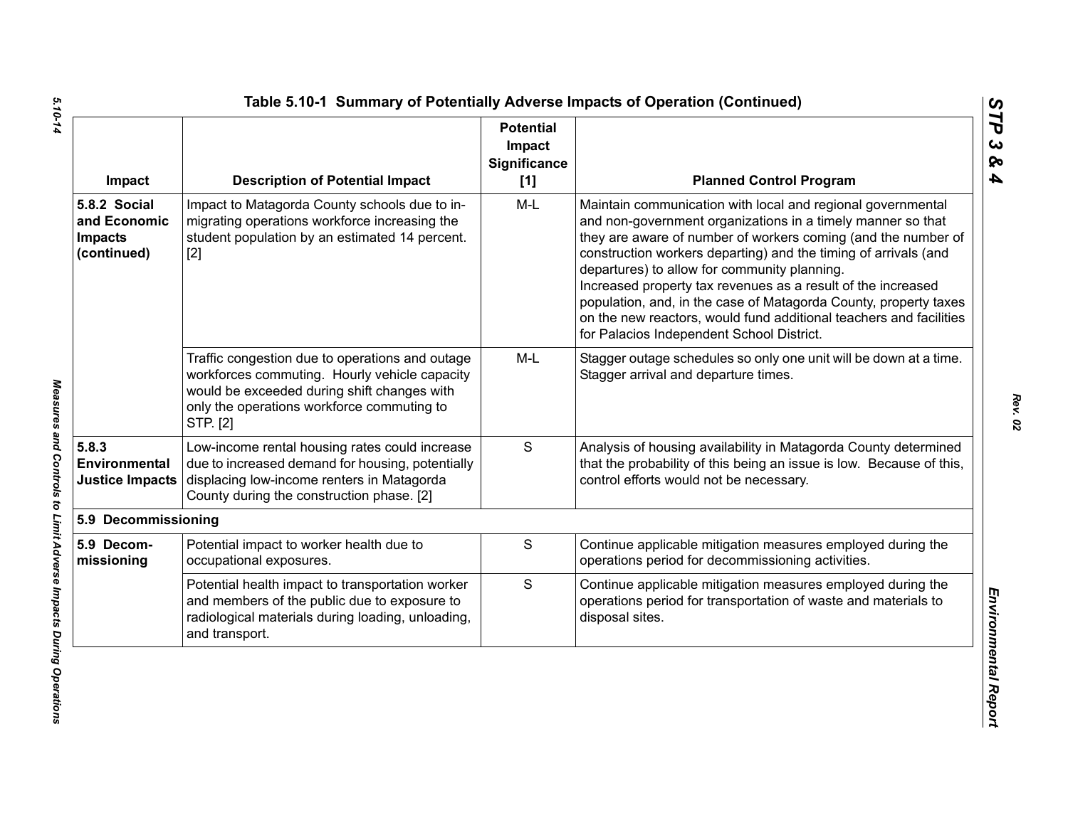## Table 5.10-1 Summary of Potentially Adverse Impacts of Operation (Continued)

| Impact | Description of Potential Impact | Potential Impact Significance [1] | Planned Control Program |
|---|---|---|---|
| **5.8.2 Social and Economic Impacts (continued)** | Impact to Matagorda County schools due to in-migrating operations workforce increasing the student population by an estimated 14 percent. [2] | M-L | Maintain communication with local and regional governmental and non-government organizations in a timely manner so that they are aware of number of workers coming (and the number of construction workers departing) and the timing of arrivals (and departures) to allow for community planning.<br>Increased property tax revenues as a result of the increased population, and, in the case of Matagorda County, property taxes on the new reactors, would fund additional teachers and facilities for Palacios Independent School District. |
| | Traffic congestion due to operations and outage workforces commuting. Hourly vehicle capacity would be exceeded during shift changes with only the operations workforce commuting to STP. [2] | M-L | Stagger outage schedules so only one unit will be down at a time. Stagger arrival and departure times. |
| **5.8.3 Environmental Justice Impacts** | Low-income rental housing rates could increase due to increased demand for housing, potentially displacing low-income renters in Matagorda County during the construction phase. [2] | S | Analysis of housing availability in Matagorda County determined that the probability of this being an issue is low. Because of this, control efforts would not be necessary. |
| **5.9 Decommissioning** | | | |
| **5.9 Decom-missioning** | Potential impact to worker health due to occupational exposures. | S | Continue applicable mitigation measures employed during the operations period for decommissioning activities. |
| | Potential health impact to transportation worker and members of the public due to exposure to radiological materials during loading, unloading, and transport. | S | Continue applicable mitigation measures employed during the operations period for transportation of waste and materials to disposal sites. |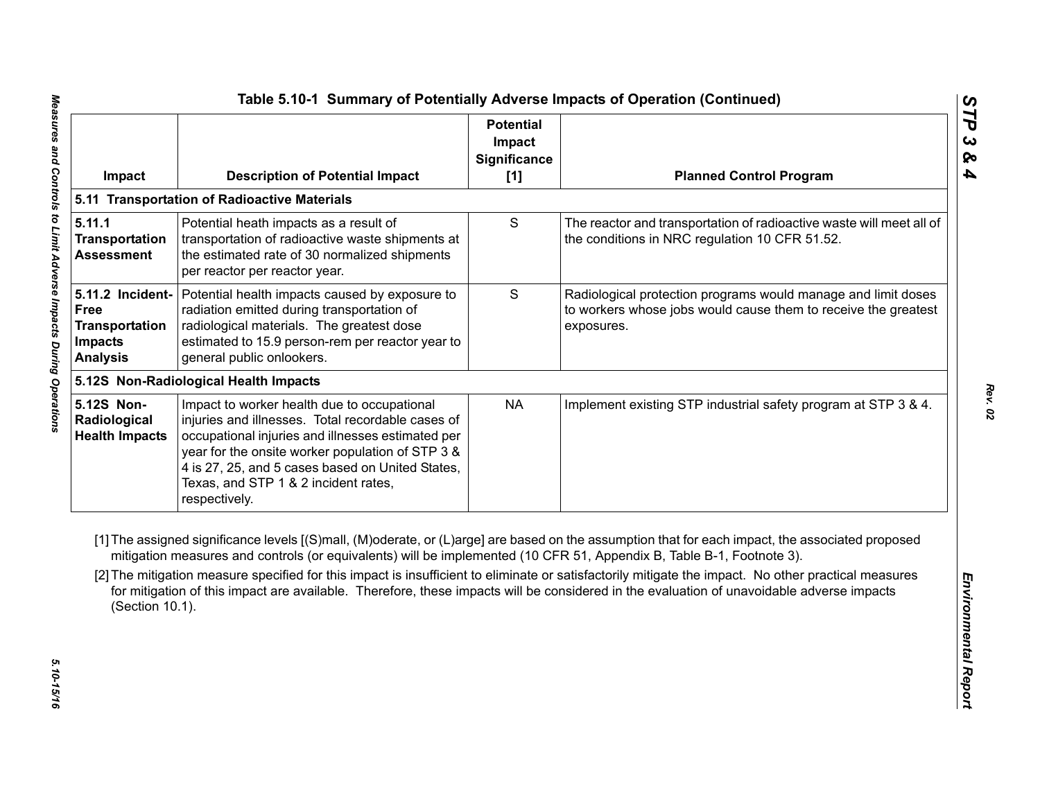## Table 5.10-1 Summary of Potentially Adverse Impacts of Operation (Continued)

| Impact | Description of Potential Impact | Potential Impact Significance [1] | Planned Control Program |
|---|---|---|---|
| **5.11 Transportation of Radioactive Materials** | | | |
| **5.11.1 Transportation Assessment** | Potential heath impacts as a result of transportation of radioactive waste shipments at the estimated rate of 30 normalized shipments per reactor per reactor year. | S | The reactor and transportation of radioactive waste will meet all of the conditions in NRC regulation 10 CFR 51.52. |
| **5.11.2 Incident-Free Transportation Impacts Analysis** | Potential health impacts caused by exposure to radiation emitted during transportation of radiological materials. The greatest dose estimated to 15.9 person-rem per reactor year to general public onlookers. | S | Radiological protection programs would manage and limit doses to workers whose jobs would cause them to receive the greatest exposures. |
| **5.12S Non-Radiological Health Impacts** | | | |
| **5.12S Non-Radiological Health Impacts** | Impact to worker health due to occupational injuries and illnesses. Total recordable cases of occupational injuries and illnesses estimated per year for the onsite worker population of STP 3 & 4 is 27, 25, and 5 cases based on United States, Texas, and STP 1 & 2 incident rates, respectively. | NA | Implement existing STP industrial safety program at STP 3 & 4. |

[1] The assigned significance levels [(S)mall, (M)oderate, or (L)arge] are based on the assumption that for each impact, the associated proposed mitigation measures and controls (or equivalents) will be implemented (10 CFR 51, Appendix B, Table B-1, Footnote 3).

[2] The mitigation measure specified for this impact is insufficient to eliminate or satisfactorily mitigate the impact. No other practical measures for mitigation of this impact are available. Therefore, these impacts will be considered in the evaluation of unavoidable adverse impacts (Section 10.1).